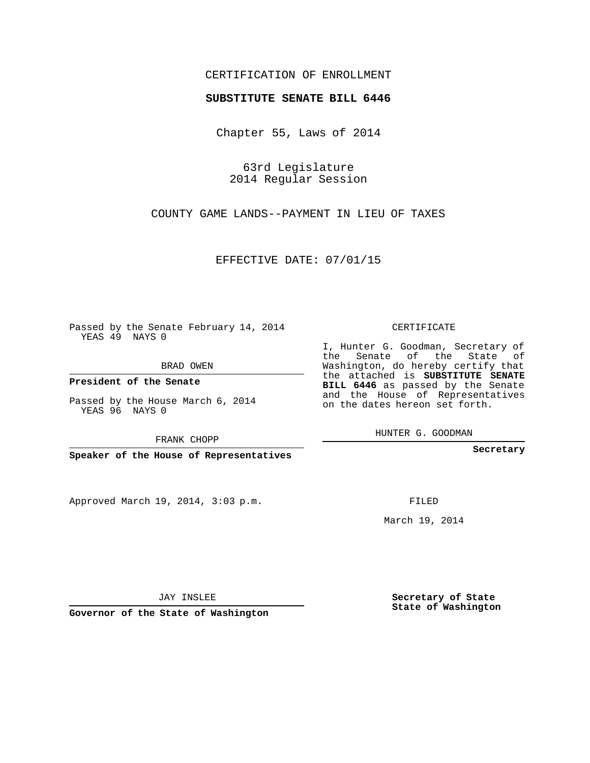CERTIFICATION OF ENROLLMENT

**SUBSTITUTE SENATE BILL 6446**

Chapter 55, Laws of 2014

63rd Legislature
2014 Regular Session

COUNTY GAME LANDS--PAYMENT IN LIEU OF TAXES

EFFECTIVE DATE: 07/01/15

Passed by the Senate February 14, 2014
YEAS 49 NAYS 0

BRAD OWEN

**President of the Senate**

Passed by the House March 6, 2014
YEAS 96 NAYS 0

FRANK CHOPP

**Speaker of the House of Representatives**

CERTIFICATE

I, Hunter G. Goodman, Secretary of the Senate of the State of Washington, do hereby certify that the attached is **SUBSTITUTE SENATE BILL 6446** as passed by the Senate and the House of Representatives on the dates hereon set forth.

HUNTER G. GOODMAN

**Secretary**

Approved March 19, 2014, 3:03 p.m.

FILED

March 19, 2014

JAY INSLEE

**Governor of the State of Washington**

**Secretary of State**
**State of Washington**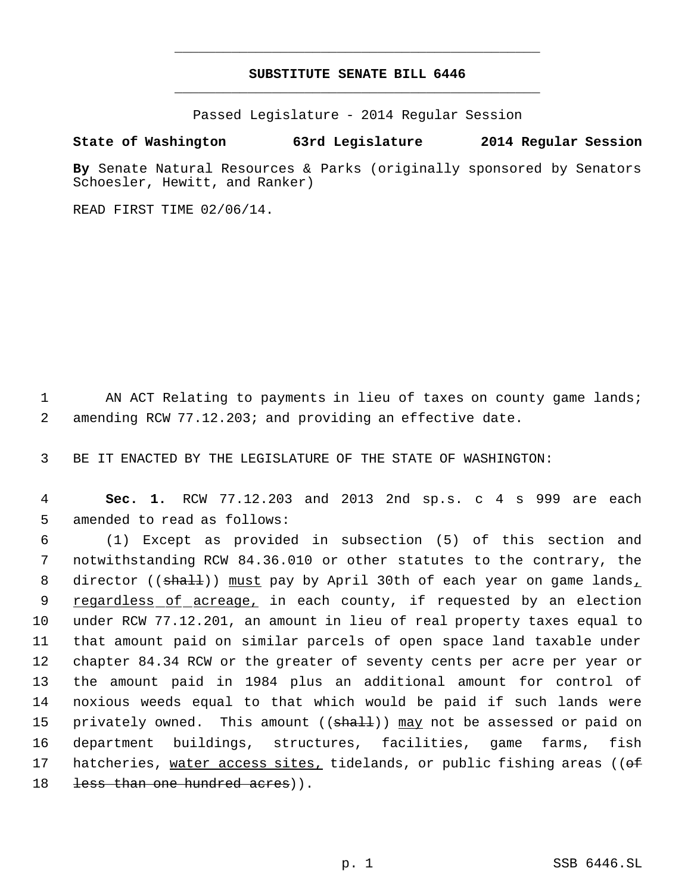# SUBSTITUTE SENATE BILL 6446

Passed Legislature - 2014 Regular Session

**State of Washington 63rd Legislature 2014 Regular Session**

**By** Senate Natural Resources & Parks (originally sponsored by Senators Schoesler, Hewitt, and Ranker)

READ FIRST TIME 02/06/14.

AN ACT Relating to payments in lieu of taxes on county game lands; amending RCW 77.12.203; and providing an effective date.

BE IT ENACTED BY THE LEGISLATURE OF THE STATE OF WASHINGTON:

**Sec. 1.** RCW 77.12.203 and 2013 2nd sp.s. c 4 s 999 are each amended to read as follows:

(1) Except as provided in subsection (5) of this section and notwithstanding RCW 84.36.010 or other statutes to the contrary, the director ((~~shall~~)) must pay by April 30th of each year on game lands, regardless of acreage, in each county, if requested by an election under RCW 77.12.201, an amount in lieu of real property taxes equal to that amount paid on similar parcels of open space land taxable under chapter 84.34 RCW or the greater of seventy cents per acre per year or the amount paid in 1984 plus an additional amount for control of noxious weeds equal to that which would be paid if such lands were privately owned. This amount ((~~shall~~)) may not be assessed or paid on department buildings, structures, facilities, game farms, fish hatcheries, water access sites, tidelands, or public fishing areas ((~~of less than one hundred acres~~)).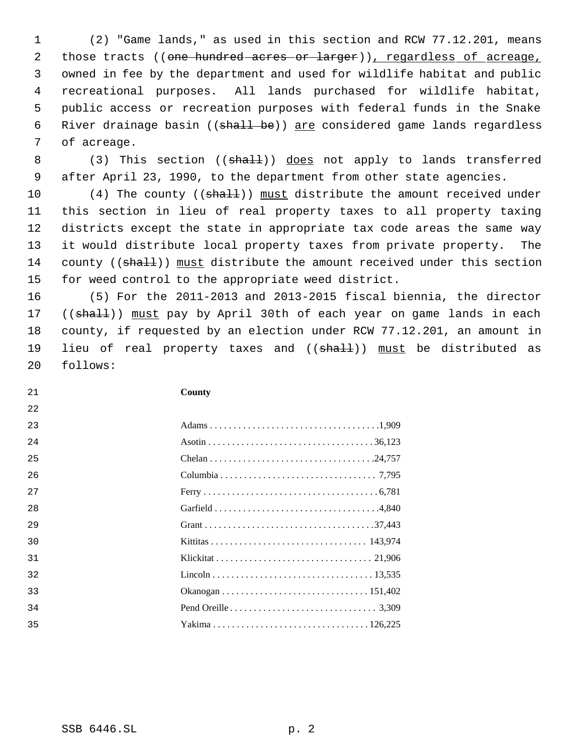(2) "Game lands," as used in this section and RCW 77.12.201, means those tracts ((~~one hundred acres or larger~~)), regardless of acreage, owned in fee by the department and used for wildlife habitat and public recreational purposes. All lands purchased for wildlife habitat, public access or recreation purposes with federal funds in the Snake River drainage basin ((~~shall be~~)) are considered game lands regardless of acreage.

(3) This section ((~~shall~~)) does not apply to lands transferred after April 23, 1990, to the department from other state agencies.

(4) The county ((~~shall~~)) must distribute the amount received under this section in lieu of real property taxes to all property taxing districts except the state in appropriate tax code areas the same way it would distribute local property taxes from private property. The county ((~~shall~~)) must distribute the amount received under this section for weed control to the appropriate weed district.

(5) For the 2011-2013 and 2013-2015 fiscal biennia, the director ((~~shall~~)) must pay by April 30th of each year on game lands in each county, if requested by an election under RCW 77.12.201, an amount in lieu of real property taxes and ((~~shall~~)) must be distributed as follows:

| County | |
|---|---|
| Adams | 1,909 |
| Asotin | 36,123 |
| Chelan | 24,757 |
| Columbia | 7,795 |
| Ferry | 6,781 |
| Garfield | 4,840 |
| Grant | 37,443 |
| Kittitas | 143,974 |
| Klickitat | 21,906 |
| Lincoln | 13,535 |
| Okanogan | 151,402 |
| Pend Oreille | 3,309 |
| Yakima | 126,225 |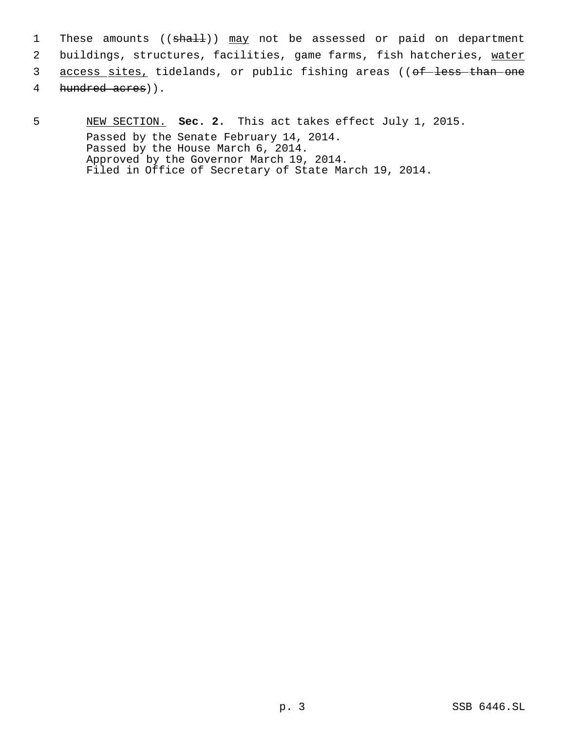These amounts ((~~shall~~)) <u>may</u> not be assessed or paid on department buildings, structures, facilities, game farms, fish hatcheries, <u>water access sites,</u> tidelands, or public fishing areas ((~~of less than one hundred acres~~)).

<u>NEW SECTION.</u> **Sec. 2.** This act takes effect July 1, 2015.

Passed by the Senate February 14, 2014.
Passed by the House March 6, 2014.
Approved by the Governor March 19, 2014.
Filed in Office of Secretary of State March 19, 2014.